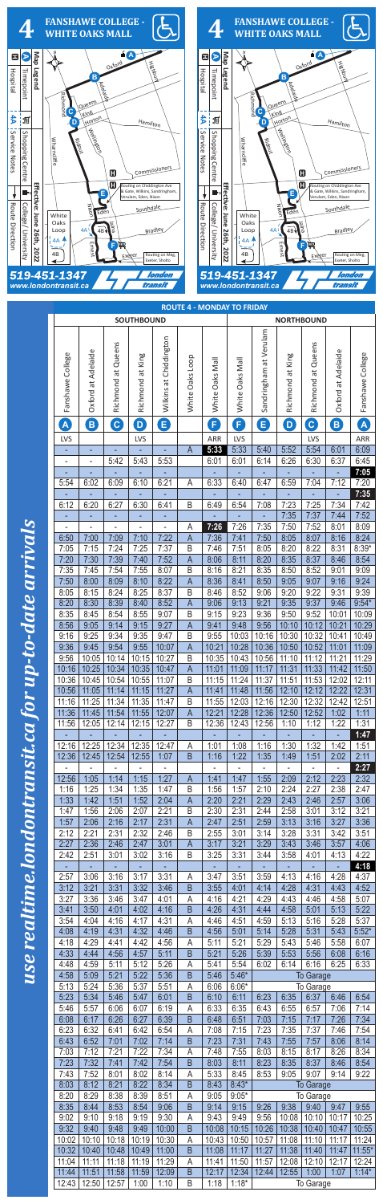# 4 FANSHAWE COLLEGE - WHITE OAKS MALL

**Map Legend**

- Timepoint
- Hospital
- Shopping Centre
- College / University
- 4A / 4B Service Notes
- Route Direction

Routing on Chiddington Ave & Gate, Wilkins, Sandringham, Verulam, Eden, Nixon

Routing on Meg, Exeter, Sholto

White Oaks Loop

**Effective: June 26th, 2022**

519-451-1347
www.londontransit.ca

london transit

*use realtime.londontransit.ca for up-to-date arrivals*

## ROUTE 4 - MONDAY TO FRIDAY

| SOUTHBOUND | | | | | | | NORTHBOUND | | | | | |
|---|---|---|---|---|---|---|---|---|---|---|---|---|
| Fanshawe College | Oxford at Adelaide | Richmond at Queens | Richmond at King | Wilkins at Chiddington | White Oaks Loop | White Oaks Mall | White Oaks Mall | Sandringham at Verulam | Richmond at King | Richmond at Queens | Oxford at Adelaide | Fanshawe College |
| A | B | C | D | E | | F | F | E | D | C | B | A |
| LVS | | | LVS | | | ARR | LVS | | | LVS | | ARR |
| - | - | - | - | - | A | **5:33** | 5:33 | 5:40 | 5:52 | 5:54 | 6:01 | 6:09 |
| - | - | 5:42 | 5:43 | 5:53 | | 6:01 | 6:01 | 6:14 | 6:26 | 6:30 | 6:37 | 6:45 |
| - | - | - | - | - | | - | - | - | - | - | - | **7:05** |
| 5:54 | 6:02 | 6:09 | 6:10 | 6:21 | A | 6:33 | 6:40 | 6:47 | 6:59 | 7:04 | 7:12 | 7:20 |
| - | - | - | - | - | | - | - | - | - | - | - | **7:35** |
| 6:12 | 6:20 | 6:27 | 6:30 | 6:41 | B | 6:49 | 6:54 | 7:08 | 7:23 | 7:25 | 7:34 | 7:42 |
| - | - | - | - | - | | - | - | - | 7:35 | 7:37 | 7:44 | 7:52 |
| - | - | - | - | - | A | **7:26** | 7:26 | 7:35 | 7:50 | 7:52 | 8:01 | 8:09 |
| 6:50 | 7:00 | 7:09 | 7:10 | 7:22 | A | 7:36 | 7:41 | 7:50 | 8:05 | 8:07 | 8:16 | 8:24 |
| 7:05 | 7:15 | 7:24 | 7:25 | 7:37 | B | 7:46 | 7:51 | 8:05 | 8:20 | 8:22 | 8:31 | 8:39* |
| 7:20 | 7:30 | 7:39 | 7:40 | 7:52 | A | 8:06 | 8:11 | 8:20 | 8:35 | 8:37 | 8:46 | 8:54 |
| 7:35 | 7:45 | 7:54 | 7:55 | 8:07 | B | 8:16 | 8:21 | 8:35 | 8:50 | 8:52 | 9:01 | 9:09 |
| 7:50 | 8:00 | 8:09 | 8:10 | 8:22 | A | 8:36 | 8:41 | 8:50 | 9:05 | 9:07 | 9:16 | 9:24 |
| 8:05 | 8:15 | 8:24 | 8:25 | 8:37 | B | 8:46 | 8:52 | 9:06 | 9:20 | 9:22 | 9:31 | 9:39 |
| 8:20 | 8:30 | 8:39 | 8:40 | 8:52 | A | 9:06 | 9:13 | 9:21 | 9:35 | 9:37 | 9:46 | 9:54* |
| 8:35 | 8:45 | 8:54 | 8:55 | 9:07 | B | 9:15 | 9:23 | 9:36 | 9:50 | 9:52 | 10:01 | 10:09 |
| 8:56 | 9:05 | 9:14 | 9:15 | 9:27 | A | 9:41 | 9:48 | 9:56 | 10:10 | 10:12 | 10:21 | 10:29 |
| 9:16 | 9:25 | 9:34 | 9:35 | 9:47 | B | 9:55 | 10:03 | 10:16 | 10:30 | 10:32 | 10:41 | 10:49 |
| 9:36 | 9:45 | 9:54 | 9:55 | 10:07 | A | 10:21 | 10:28 | 10:36 | 10:50 | 10:52 | 11:01 | 11:09 |
| 9:56 | 10:05 | 10:14 | 10:15 | 10:27 | B | 10:35 | 10:43 | 10:56 | 11:10 | 11:12 | 11:21 | 11:29 |
| 10:16 | 10:25 | 10:34 | 10:35 | 10:47 | A | 11:01 | 11:09 | 11:17 | 11:31 | 11:33 | 11:42 | 11:50 |
| 10:36 | 10:45 | 10:54 | 10:55 | 11:07 | B | 11:15 | 11:24 | 11:37 | 11:51 | 11:53 | 12:02 | 12:11 |
| 10:56 | 11:05 | 11:14 | 11:15 | 11:27 | A | 11:41 | 11:48 | 11:56 | 12:10 | 12:12 | 12:22 | 12:31 |
| 11:16 | 11:25 | 11:34 | 11:35 | 11:47 | B | 11:55 | 12:03 | 12:16 | 12:30 | 12:32 | 12:42 | 12:51 |
| 11:36 | 11:45 | 11:54 | 11:55 | 12:07 | A | 12:21 | 12:28 | 12:36 | 12:50 | 12:52 | 1:02 | 1:11 |
| 11:56 | 12:05 | 12:14 | 12:15 | 12:27 | B | 12:36 | 12:43 | 12:56 | 1:10 | 1:12 | 1:22 | 1:31 |
| - | - | - | - | - | | - | - | - | - | - | - | **1:47** |
| 12:16 | 12:25 | 12:34 | 12:35 | 12:47 | A | 1:01 | 1:08 | 1:16 | 1:30 | 1:32 | 1:42 | 1:51 |
| 12:36 | 12:45 | 12:54 | 12:55 | 1:07 | B | 1:16 | 1:22 | 1:35 | 1:49 | 1:51 | 2:02 | 2:11 |
| - | - | - | - | - | | - | - | - | - | - | - | **2:27** |
| 12:56 | 1:05 | 1:14 | 1:15 | 1:27 | A | 1:41 | 1:47 | 1:55 | 2:09 | 2:12 | 2:23 | 2:32 |
| 1:16 | 1:25 | 1:34 | 1:35 | 1:47 | B | 1:56 | 1:57 | 2:10 | 2:24 | 2:27 | 2:38 | 2:47 |
| 1:33 | 1:42 | 1:51 | 1:52 | 2:04 | A | 2:20 | 2:21 | 2:29 | 2:43 | 2:46 | 2:57 | 3:06 |
| 1:47 | 1:56 | 2:06 | 2:07 | 2:21 | B | 2:30 | 2:31 | 2:44 | 2:58 | 3:01 | 3:12 | 3:21 |
| 1:57 | 2:06 | 2:16 | 2:17 | 2:31 | A | 2:47 | 2:51 | 2:59 | 3:13 | 3:16 | 3:27 | 3:36 |
| 2:12 | 2:21 | 2:31 | 2:32 | 2:46 | B | 2:55 | 3:01 | 3:14 | 3:28 | 3:31 | 3:42 | 3:51 |
| 2:27 | 2:36 | 2:46 | 2:47 | 3:01 | A | 3:17 | 3:21 | 3:29 | 3:43 | 3:46 | 3:57 | 4:06 |
| 2:42 | 2:51 | 3:01 | 3:02 | 3:16 | B | 3:25 | 3:31 | 3:44 | 3:58 | 4:01 | 4:13 | 4:22 |
| - | - | - | - | - | | - | - | - | - | - | - | **4:18** |
| 2:57 | 3:06 | 3:16 | 3:17 | 3:31 | A | 3:47 | 3:51 | 3:59 | 4:13 | 4:16 | 4:28 | 4:37 |
| 3:12 | 3:21 | 3:31 | 3:32 | 3:46 | B | 3:55 | 4:01 | 4:14 | 4:28 | 4:31 | 4:43 | 4:52 |
| 3:27 | 3:36 | 3:46 | 3:47 | 4:01 | A | 4:16 | 4:21 | 4:29 | 4:43 | 4:46 | 4:58 | 5:07 |
| 3:41 | 3:50 | 4:01 | 4:02 | 4:16 | B | 4:26 | 4:31 | 4:44 | 4:58 | 5:01 | 5:13 | 5:22 |
| 3:54 | 4:04 | 4:16 | 4:17 | 4:31 | A | 4:46 | 4:51 | 4:59 | 5:13 | 5:16 | 5:28 | 5:37 |
| 4:08 | 4:19 | 4:31 | 4:32 | 4:46 | B | 4:56 | 5:01 | 5:14 | 5:28 | 5:31 | 5:43 | 5:52* |
| 4:18 | 4:29 | 4:41 | 4:42 | 4:56 | A | 5:11 | 5:21 | 5:29 | 5:43 | 5:46 | 5:58 | 6:07 |
| 4:33 | 4:44 | 4:56 | 4:57 | 5:11 | B | 5:21 | 5:26 | 5:39 | 5:53 | 5:56 | 6:08 | 6:16 |
| 4:48 | 4:59 | 5:11 | 5:12 | 5:26 | A | 5:41 | 5:54 | 6:02 | 6:14 | 6:16 | 6:25 | 6:33 |
| 4:58 | 5:09 | 5:21 | 5:22 | 5:36 | B | 5:46 | 5:46* | To Garage | | | | |
| 5:13 | 5:24 | 5:36 | 5:37 | 5:51 | A | 6:06 | 6:06* | To Garage | | | | |
| 5:23 | 5:34 | 5:46 | 5:47 | 6:01 | B | 6:10 | 6:11 | 6:23 | 6:35 | 6:37 | 6:46 | 6:54 |
| 5:46 | 5:57 | 6:06 | 6:07 | 6:19 | A | 6:33 | 6:35 | 6:43 | 6:55 | 6:57 | 7:06 | 7:14 |
| 6:08 | 6:17 | 6:26 | 6:27 | 6:39 | B | 6:48 | 6:51 | 7:03 | 7:15 | 7:17 | 7:26 | 7:34 |
| 6:23 | 6:32 | 6:41 | 6:42 | 6:54 | A | 7:08 | 7:15 | 7:23 | 7:35 | 7:37 | 7:46 | 7:54 |
| 6:43 | 6:52 | 7:01 | 7:02 | 7:14 | B | 7:23 | 7:31 | 7:43 | 7:55 | 7:57 | 8:06 | 8:14 |
| 7:03 | 7:12 | 7:21 | 7:22 | 7:34 | A | 7:48 | 7:55 | 8:03 | 8:15 | 8:17 | 8:26 | 8:34 |
| 7:23 | 7:32 | 7:41 | 7:42 | 7:54 | B | 8:03 | 8:11 | 8:23 | 8:35 | 8:37 | 8:46 | 8:54 |
| 7:43 | 7:52 | 8:01 | 8:02 | 8:14 | A | 5:33 | 8:45 | 8:53 | 9:05 | 9:07 | 9:14 | 9:22 |
| 8:03 | 8:12 | 8:21 | 8:22 | 8:34 | B | 8:43 | 8:43* | To Garage | | | | |
| 8:20 | 8:29 | 8:38 | 8:39 | 8:51 | A | 9:05 | 9:05* | To Garage | | | | |
| 8:35 | 8:44 | 8:53 | 8:54 | 9:06 | B | 9:14 | 9:15 | 9:26 | 9:38 | 9:40 | 9:47 | 9:55 |
| 9:02 | 9:10 | 9:18 | 9:19 | 9:30 | A | 9:43 | 9:49 | 9:56 | 10:08 | 10:10 | 10:17 | 10:25 |
| 9:32 | 9:40 | 9:48 | 9:49 | 10:00 | B | 10:08 | 10:15 | 10:26 | 10:38 | 10:40 | 10:47 | 10:55 |
| 10:02 | 10:10 | 10:18 | 10:19 | 10:30 | A | 10:43 | 10:50 | 10:57 | 11:08 | 11:10 | 11:17 | 11:24 |
| 10:32 | 10:40 | 10:48 | 10:49 | 11:00 | B | 11:08 | 11:17 | 11:27 | 11:38 | 11:40 | 11:47 | 11:55* |
| 11:04 | 11:11 | 11:18 | 11:19 | 11:29 | A | 11:41 | 11:50 | 11:57 | 12:08 | 12:10 | 12:17 | 12:24 |
| 11:44 | 11:51 | 11:58 | 11:59 | 12:09 | B | 12:17 | 12:34 | 12:44 | 12:55 | 1:00 | 1:07 | 1:14* |
| 12:43 | 12:50 | 12:57 | 1:00 | 1:10 | B | 1:18 | 1:18* | To Garage | | | | |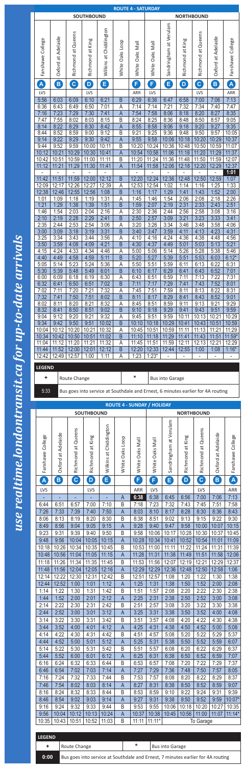use realtime.londontransit.ca for up-to-date arrivals

# ROUTE 4 - SATURDAY

| SOUTHBOUND | | | | | | | NORTHBOUND | | | | | |
|---|---|---|---|---|---|---|---|---|---|---|---|---|
| Fanshawe College | Oxford at Adelaide | Richmond at Queens | Richmond at King | Wilkins at Chiddington | White Oaks Loop | White Oaks Mall | White Oaks Mall | Sandringham at Verulam | Richmond at King | Richmond at Queens | Oxford at Adelaide | Fanshawe College |
| A | B | C | D | E | | F | F | E | D | C | B | A |
| LVS | | | LVS | | | ARR | LVS | | | LVS | | ARR |
| 5:56 | 6:03 | 6:09 | 6:10 | 6:21 | B | 6:29 | 6:36 | 6:47 | 6:58 | 7:00 | 7:06 | 7:13 |
| 6:36 | 6:43 | 6:49 | 6:50 | 7:01 | A | 7:14 | 7:14 | 7:21 | 7:32 | 7:34 | 7:40 | 7:47 |
| 7:16 | 7:23 | 7:29 | 7:30 | 7:41 | A | 7:54 | 7:58 | 8:06 | 8:18 | 8:20 | 8:27 | 8:35 |
| 7:47 | 7:55 | 8:02 | 8:03 | 8:15 | B | 8:24 | 8:25 | 8:36 | 8:48 | 8:50 | 8:57 | 9:05 |
| 8:14 | 8:22 | 8:29 | 8:30 | 8:42 | A | 8:55 | 8:58 | 9:06 | 9:18 | 9:20 | 9:27 | 9:35 |
| 8:44 | 8:52 | 8:59 | 9:00 | 9:12 | B | 9:21 | 9:25 | 9:36 | 9:48 | 9:50 | 9:57 | 10:05 |
| 9:14 | 9:22 | 9:29 | 9:30 | 9:42 | A | 9:55 | 9:58 | 10:06 | 10:18 | 10:20 | 10:29 | 10:37 |
| 9:44 | 9:52 | 9:59 | 10:00 | 10:11 | B | 10:20 | 10:24 | 10:36 | 10:48 | 10:50 | 10:59 | 11:07 |
| 10:12 | 10:21 | 10:29 | 10:30 | 10:41 | A | 10:54 | 10:58 | 11:06 | 11:18 | 11:20 | 11:29 | 11:37 |
| 10:42 | 10:51 | 10:59 | 11:00 | 11:11 | B | 11:20 | 11:24 | 11:36 | 11:48 | 11:50 | 11:59 | 12:07 |
| 11:12 | 11:21 | 11:29 | 11:30 | 11:41 | A | 11:54 | 11:58 | 12:06 | 12:18 | 12:20 | 12:29 | 12:37 |
| - | - | - | - | - | | - | - | - | - | - | - | 1:01 |
| 11:42 | 11:51 | 11:59 | 12:00 | 12:12 | B | 12:20 | 12:24 | 12:36 | 12:48 | 12:50 | 12:59 | 1:07 |
| 12:09 | 12:17 | 12:26 | 12:27 | 12:39 | A | 12:53 | 12:54 | 1:02 | 1:14 | 1:16 | 1:25 | 1:33 |
| 12:38 | 12:46 | 12:55 | 12:56 | 1:08 | B | 1:16 | 1:17 | 1:29 | 1:41 | 1:43 | 1:52 | 2:00 |
| 1:01 | 1:09 | 1:18 | 1:19 | 1:31 | A | 1:45 | 1:46 | 1:54 | 2:06 | 2:08 | 2:18 | 2:26 |
| 1:21 | 1:29 | 1:38 | 1:39 | 1:51 | B | 1:59 | 2:07 | 2:19 | 2:31 | 2:33 | 2:43 | 2:51 |
| 1:46 | 1:54 | 2:03 | 2:04 | 2:16 | A | 2:30 | 2:36 | 2:44 | 2:56 | 2:58 | 3:08 | 3:16 |
| 2:10 | 2:19 | 2:28 | 2:29 | 2:41 | B | 2:50 | 2:57 | 3:09 | 3:21 | 3:23 | 3:33 | 3:41 |
| 2:35 | 2:44 | 2:53 | 2:54 | 3:06 | A | 3:20 | 3:26 | 3:34 | 3:46 | 3:48 | 3:58 | 4:06 |
| 3:00 | 3:09 | 3:18 | 3:19 | 3:31 | B | 3:40 | 3:47 | 3:59 | 4:11 | 4:13 | 4:23 | 4:31 |
| 3:25 | 3:34 | 3:43 | 3:44 | 3:56 | A | 4:10 | 4:16 | 4:24 | 4:36 | 4:38 | 4:48 | 4:56 |
| 3:50 | 3:59 | 4:08 | 4:09 | 4:21 | B | 4:30 | 4:37 | 4:49 | 5:01 | 5:03 | 5:13 | 5:21 |
| 4:15 | 4:24 | 4:33 | 4:34 | 4:46 | A | 5:00 | 5:06 | 5:14 | 5:26 | 5:28 | 5:38 | 5:46 |
| 4:40 | 4:49 | 4:58 | 4:59 | 5:11 | B | 5:20 | 5:27 | 5:39 | 5:51 | 5:53 | 6:03 | 6:12* |
| 5:05 | 5:14 | 5:23 | 5:24 | 5:36 | A | 5:50 | 5:51 | 5:59 | 6:11 | 6:13 | 6:22 | 6:31 |
| 5:30 | 5:39 | 5:48 | 5:49 | 6:01 | B | 6:10 | 6:17 | 6:29 | 6:41 | 6:43 | 6:52 | 7:01 |
| 6:00 | 6:09 | 6:18 | 6:19 | 6:30 | A | 6:43 | 6:51 | 6:59 | 7:11 | 7:13 | 7:22 | 7:31 |
| 6:32 | 6:41 | 6:50 | 6:51 | 7:02 | B | 7:11 | 7:17 | 7:29 | 7:41 | 7:43 | 7:52 | 8:01 |
| 7:02 | 7:11 | 7:20 | 7:21 | 7:32 | A | 7:45 | 7:51 | 7:59 | 8:11 | 8:13 | 8:22 | 8:31 |
| 7:32 | 7:41 | 7:50 | 7:51 | 8:02 | B | 8:11 | 8:17 | 8:29 | 8:41 | 8:43 | 8:52 | 9:01 |
| 8:02 | 8:11 | 8:20 | 8:21 | 8:32 | A | 8:45 | 8:51 | 8:59 | 9:11 | 9:13 | 9:21 | 9:29 |
| 8:32 | 8:41 | 8:50 | 8:51 | 9:02 | B | 9:10 | 9:18 | 9:29 | 9:41 | 9:43 | 9:51 | 9:59 |
| 9:04 | 9:12 | 9:20 | 9:21 | 9:32 | A | 9:45 | 9:51 | 9:59 | 10:11 | 10:13 | 10:21 | 10:29 |
| 9:34 | 9:42 | 9:50 | 9:51 | 10:02 | B | 10:10 | 10:18 | 10:29 | 10:41 | 10:43 | 10:51 | 10:59 |
| 10:04 | 10:12 | 10:20 | 10:21 | 10:32 | A | 10:45 | 10:51 | 10:59 | 11:11 | 11:13 | 11:21 | 11:29 |
| 10:34 | 10:42 | 10:50 | 10:51 | 11:02 | B | 11:10 | 11:18 | 11:29 | 11:41 | 11:43 | 11:51 | 11:59* |
| 11:04 | 11:12 | 11:20 | 11:21 | 11:32 | A | 11:45 | 11:51 | 11:59 | 12:11 | 12:13 | 12:21 | 12:29 |
| 11:44 | 11:52 | 12:00 | 12:01 | 12:12 | B | 12:20 | 12:33 | 12:44 | 12:55 | 1:00 | 1:08 | 1:16* |
| 12:42 | 12:49 | 12:57 | 1:00 | 1:11 | A | 1:23 | 1:23* | - | - | - | - | - |

**LEGEND**

| | | | |
|---|---|---|---|
| + | Route Change | * | Bus into Garage |
| 5:33 | Bus goes into service at Southdale and Ernest, 6 minutes earlier for 4A routing | | |

# ROUTE 4 - SUNDAY / HOLIDAY

| SOUTHBOUND | | | | | | | NORTHBOUND | | | | | |
|---|---|---|---|---|---|---|---|---|---|---|---|---|
| Fanshawe College | Oxford at Adelaide | Richmond at Queens | Richmond at King | Wilkins at Chiddington | White Oaks Loop | White Oaks Mall | White Oaks Mall | Sandringham at Verulam | Richmond at King | Richmond at Queens | Oxford at Adelaide | Fanshawe College |
| A | B | C | D | E | | F | F | E | D | C | B | A |
| LVS | | | LVS | | | ARR | LVS | | | LVS | | ARR |
| - | - | - | - | - | A | 6:38 | 6:38 | 6:45 | 6:56 | 7:00 | 7:06 | 7:13 |
| 6:44 | 6:51 | 6:57 | 7:00 | 7:10 | B | 7:18 | 7:23 | 7:32 | 7:43 | 7:45 | 7:51 | 7:58 |
| 7:26 | 7:33 | 7:39 | 7:40 | 7:50 | A | 8:03 | 8:10 | 8:17 | 8:28 | 8:30 | 8:36 | 8:43 |
| 8:06 | 8:13 | 8:19 | 8:20 | 8:30 | B | 8:38 | 8:51 | 9:02 | 9:13 | 9:15 | 9:22 | 9:30 |
| 8:49 | 8:56 | 9:04 | 9:05 | 9:15 | A | 9:28 | 9:40 | 9:47 | 9:58 | 10:00 | 10:07 | 10:15 |
| 9:23 | 9:31 | 9:39 | 9:40 | 9:50 | B | 9:58 | 10:06 | 10:17 | 10:28 | 10:30 | 10:37 | 10:45 |
| 9:48 | 9:56 | 10:04 | 10:05 | 10:15 | A | 10:28 | 10:34 | 10:41 | 10:52 | 10:54 | 11:01 | 11:09 |
| 10:18 | 10:26 | 10:34 | 10:35 | 10:45 | B | 10:53 | 11:00 | 11:11 | 11:22 | 11:24 | 11:31 | 11:39 |
| 10:48 | 10:56 | 11:04 | 11:05 | 11:15 | A | 11:28 | 11:31 | 11:38 | 11:49 | 11:51 | 11:58 | 12:06 |
| 11:18 | 11:26 | 11:34 | 11:35 | 11:45 | B | 11:53 | 11:56 | 12:07 | 12:19 | 12:21 | 12:29 | 12:37 |
| 11:48 | 11:56 | 12:04 | 12:05 | 12:16 | A | 12:29 | 12:29 | 12:36 | 12:48 | 12:50 | 12:58 | 1:06 |
| 12:14 | 12:22 | 12:30 | 12:31 | 12:42 | B | 12:51 | 12:57 | 1:08 | 1:20 | 1:22 | 1:30 | 1:38 |
| 12:44 | 12:52 | 1:00 | 1:01 | 1:12 | A | 1:25 | 1:31 | 1:38 | 1:50 | 1:52 | 2:00 | 2:08 |
| 1:14 | 1:22 | 1:30 | 1:31 | 1:42 | B | 1:51 | 1:57 | 2:08 | 2:20 | 2:22 | 2:30 | 2:38 |
| 1:44 | 1:52 | 2:00 | 2:01 | 2:12 | A | 2:25 | 2:31 | 2:38 | 2:50 | 2:52 | 3:00 | 3:08 |
| 2:14 | 2:22 | 2:30 | 2:31 | 2:42 | B | 2:51 | 2:57 | 3:08 | 3:20 | 3:22 | 3:30 | 3:38 |
| 2:44 | 2:52 | 3:00 | 3:01 | 3:12 | A | 3:25 | 3:31 | 3:38 | 3:50 | 3:52 | 4:00 | 4:08 |
| 3:14 | 3:22 | 3:30 | 3:31 | 3:42 | B | 3:51 | 3:57 | 4:08 | 4:20 | 4:22 | 4:30 | 4:38 |
| 3:44 | 3:52 | 4:00 | 4:01 | 4:12 | A | 4:25 | 4:31 | 4:38 | 4:50 | 4:52 | 5:00 | 5:08 |
| 4:14 | 4:22 | 4:30 | 4:31 | 4:42 | B | 4:51 | 4:57 | 5:08 | 5:20 | 5:22 | 5:29 | 5:37 |
| 4:44 | 4:52 | 5:00 | 5:01 | 5:12 | A | 5:25 | 5:31 | 5:38 | 5:50 | 5:52 | 5:59 | 6:07 |
| 5:14 | 5:22 | 5:30 | 5:31 | 5:42 | B | 5:51 | 5:57 | 6:08 | 6:20 | 6:22 | 6:29 | 6:37 |
| 5:44 | 5:52 | 6:00 | 6:01 | 6:12 | A | 6:25 | 6:31 | 6:38 | 6:50 | 6:52 | 6:59 | 7:07 |
| 6:16 | 6:24 | 6:32 | 6:33 | 6:44 | B | 6:53 | 6:57 | 7:08 | 7:20 | 7:22 | 7:29 | 7:37 |
| 6:46 | 6:54 | 7:02 | 7:03 | 7:14 | A | 7:27 | 7:29 | 7:36 | 7:48 | 7:50 | 7:57 | 8:05 |
| 7:16 | 7:24 | 7:32 | 7:33 | 7:44 | B | 7:53 | 7:57 | 8:08 | 8:20 | 8:22 | 8:29 | 8:37 |
| 7:46 | 7:54 | 8:02 | 8:03 | 8:14 | A | 8:27 | 8:31 | 8:38 | 8:50 | 8:52 | 8:59 | 9:07 |
| 8:16 | 8:24 | 8:32 | 8:33 | 8:44 | B | 8:53 | 8:59 | 9:10 | 9:22 | 9:24 | 9:31 | 9:39 |
| 8:46 | 8:54 | 9:02 | 9:03 | 9:14 | A | 9:27 | 9:31 | 9:38 | 9:50 | 9:52 | 9:59 | 10:07* |
| 9:16 | 9:24 | 9:32 | 9:33 | 9:44 | B | 9:53 | 9:55 | 10:06 | 10:18 | 10:20 | 10:27 | 10:35 |
| 9:56 | 10:04 | 10:12 | 10:13 | 10:24 | A | 10:37 | 10:38 | 10:45 | 10:56 | 11:00 | 11:07 | 11:14* |
| 10:35 | 10:43 | 10:51 | 10:52 | 11:03 | B | 11:11 | 11:11* | | | To Garage | | |

**LEGEND**

| | | | |
|---|---|---|---|
| + | Route Change | * | Bus into Garage |
| 0:00 | Bus goes into service at Southdale and Ernest, 7 minutes earlier for 4A routing | | |